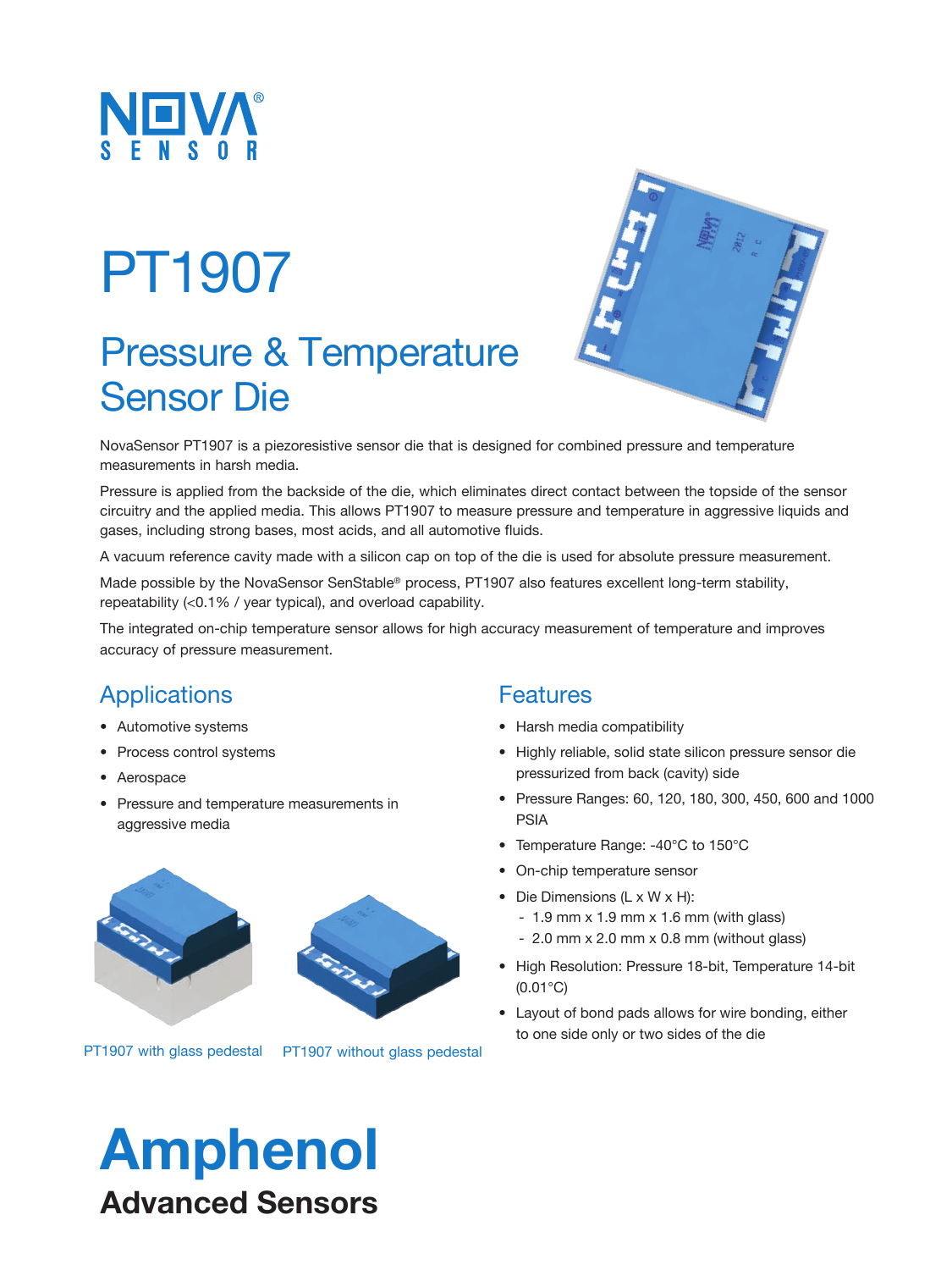# PT1907

## Pressure & Temperature Sensor Die

NovaSensor PT1907 is a piezoresistive sensor die that is designed for combined pressure and temperature measurements in harsh media.

Pressure is applied from the backside of the die, which eliminates direct contact between the topside of the sensor circuitry and the applied media. This allows PT1907 to measure pressure and temperature in aggressive liquids and gases, including strong bases, most acids, and all automotive fluids.

A vacuum reference cavity made with a silicon cap on top of the die is used for absolute pressure measurement.

Made possible by the NovaSensor SenStable® process, PT1907 also features excellent long-term stability, repeatability (<0.1% / year typical), and overload capability.

The integrated on-chip temperature sensor allows for high accuracy measurement of temperature and improves accuracy of pressure measurement.

## Applications

- Automotive systems
- Process control systems
- Aerospace
- Pressure and temperature measurements in aggressive media

PT1907 with glass pedestal

PT1907 without glass pedestal

## Features

- Harsh media compatibility
- Highly reliable, solid state silicon pressure sensor die pressurized from back (cavity) side
- Pressure Ranges: 60, 120, 180, 300, 450, 600 and 1000 PSIA
- Temperature Range: -40°C to 150°C
- On-chip temperature sensor
- Die Dimensions (L x W x H):
  - 1.9 mm x 1.9 mm x 1.6 mm (with glass)
  - 2.0 mm x 2.0 mm x 0.8 mm (without glass)
- High Resolution: Pressure 18-bit, Temperature 14-bit (0.01°C)
- Layout of bond pads allows for wire bonding, either to one side only or two sides of the die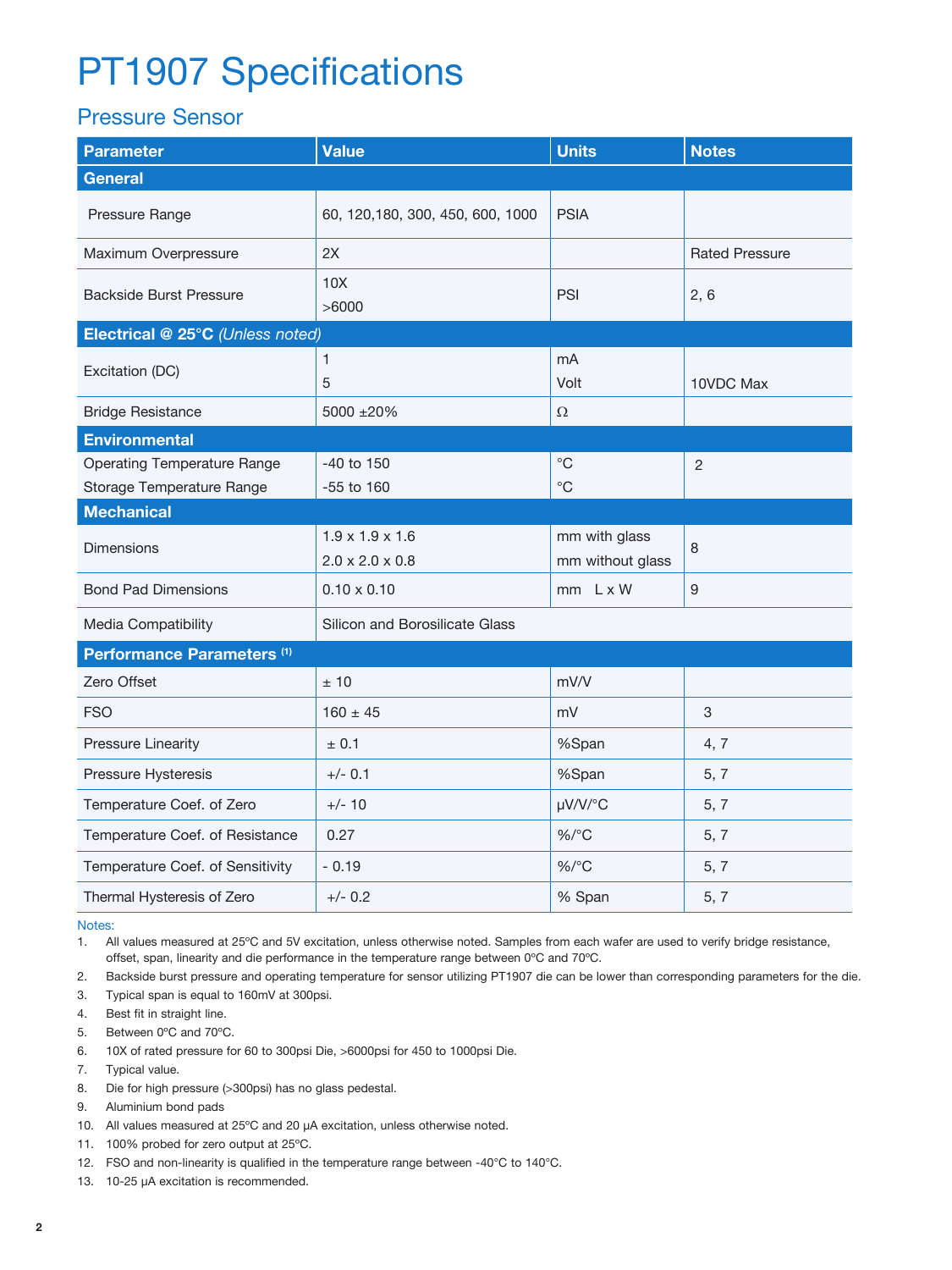# PT1907 Specifications

## Pressure Sensor

| Parameter | Value | Units | Notes |
|---|---|---|---|
| **General** | | | |
| Pressure Range | 60, 120,180, 300, 450, 600, 1000 | PSIA | |
| Maximum Overpressure | 2X | | Rated Pressure |
| Backside Burst Pressure | 10X<br>>6000 | PSI | 2, 6 |
| **Electrical @ 25°C** *(Unless noted)* | | | |
| Excitation (DC) | 1<br>5 | mA<br>Volt | 10VDC Max |
| Bridge Resistance | 5000 ±20% | Ω | |
| **Environmental** | | | |
| Operating Temperature Range<br>Storage Temperature Range | -40 to 150<br>-55 to 160 | °C<br>°C | 2 |
| **Mechanical** | | | |
| Dimensions | 1.9 x 1.9 x 1.6<br>2.0 x 2.0 x 0.8 | mm with glass<br>mm without glass | 8 |
| Bond Pad Dimensions | 0.10 x 0.10 | mm L x W | 9 |
| Media Compatibility | Silicon and Borosilicate Glass | | |
| **Performance Parameters** [1] | | | |
| Zero Offset | ± 10 | mV/V | |
| FSO | 160 ± 45 | mV | 3 |
| Pressure Linearity | ± 0.1 | %Span | 4, 7 |
| Pressure Hysteresis | +/- 0.1 | %Span | 5, 7 |
| Temperature Coef. of Zero | +/- 10 | μV/V/°C | 5, 7 |
| Temperature Coef. of Resistance | 0.27 | %/°C | 5, 7 |
| Temperature Coef. of Sensitivity | - 0.19 | %/°C | 5, 7 |
| Thermal Hysteresis of Zero | +/- 0.2 | % Span | 5, 7 |

Notes:

1. All values measured at 25ºC and 5V excitation, unless otherwise noted. Samples from each wafer are used to verify bridge resistance, offset, span, linearity and die performance in the temperature range between 0ºC and 70ºC.
2. Backside burst pressure and operating temperature for sensor utilizing PT1907 die can be lower than corresponding parameters for the die.
3. Typical span is equal to 160mV at 300psi.
4. Best fit in straight line.
5. Between 0ºC and 70ºC.
6. 10X of rated pressure for 60 to 300psi Die, >6000psi for 450 to 1000psi Die.
7. Typical value.
8. Die for high pressure (>300psi) has no glass pedestal.
9. Aluminium bond pads
10. All values measured at 25ºC and 20 μA excitation, unless otherwise noted.
11. 100% probed for zero output at 25ºC.
12. FSO and non-linearity is qualified in the temperature range between -40ºC to 140ºC.
13. 10-25 μA excitation is recommended.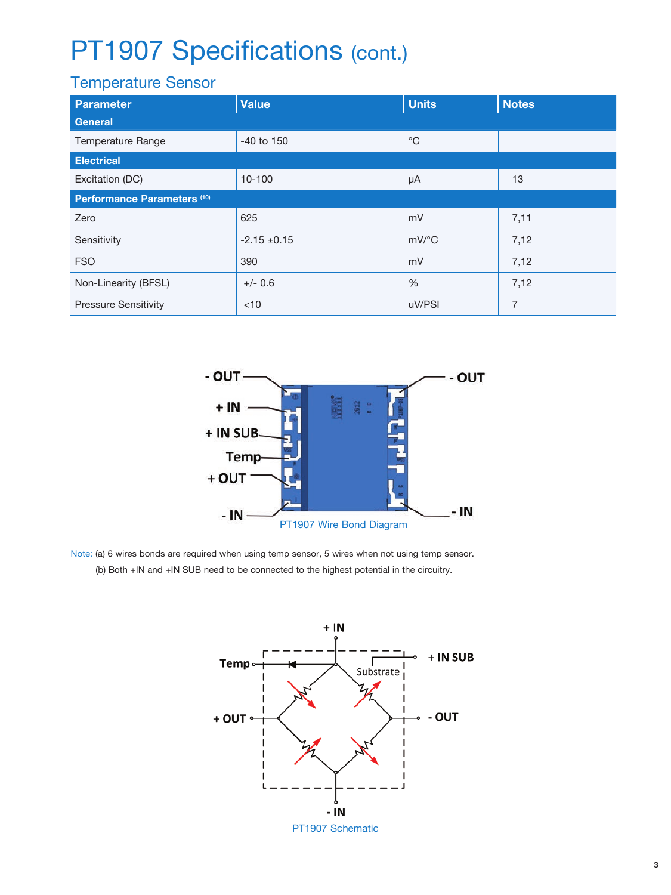# PT1907 Specifications (cont.)

## Temperature Sensor

| Parameter | Value | Units | Notes |
|---|---|---|---|
| **General** | | | |
| Temperature Range | -40 to 150 | °C | |
| **Electrical** | | | |
| Excitation (DC) | 10-100 | μA | 13 |
| **Performance Parameters (10)** | | | |
| Zero | 625 | mV | 7,11 |
| Sensitivity | -2.15 ±0.15 | mV/°C | 7,12 |
| FSO | 390 | mV | 7,12 |
| Non-Linearity (BFSL) | +/- 0.6 | % | 7,12 |
| Pressure Sensitivity | <10 | uV/PSI | 7 |

PT1907 Wire Bond Diagram

Note: (a) 6 wires bonds are required when using temp sensor, 5 wires when not using temp sensor.
(b) Both +IN and +IN SUB need to be connected to the highest potential in the circuitry.

PT1907 Schematic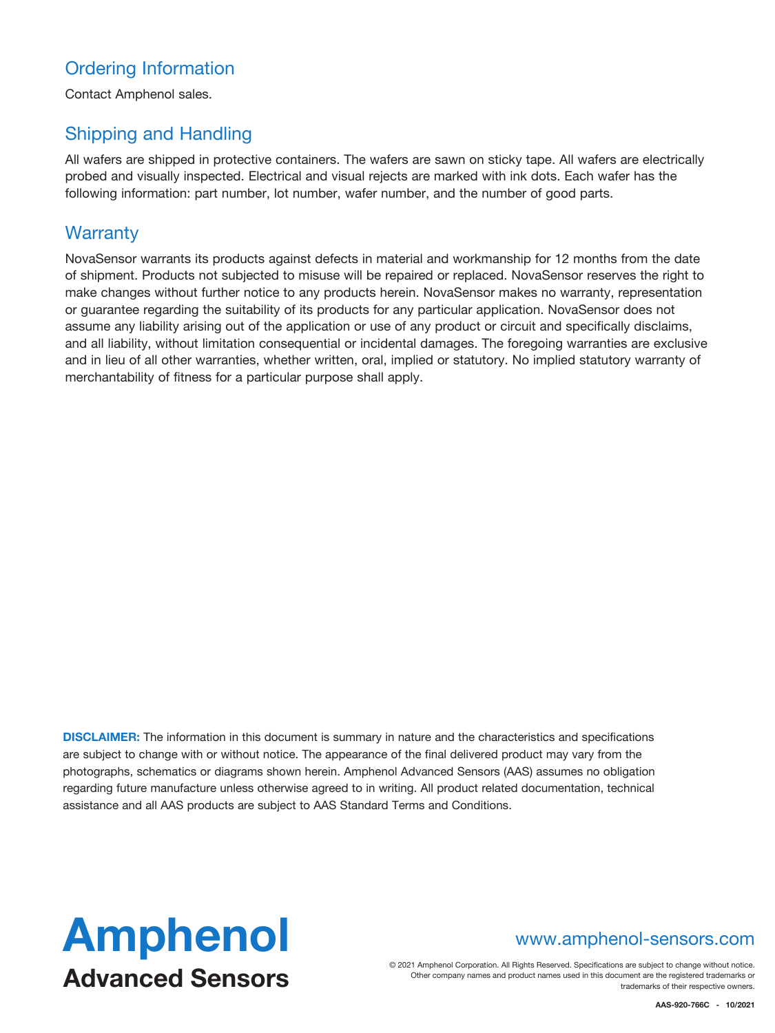## Ordering Information

Contact Amphenol sales.

## Shipping and Handling

All wafers are shipped in protective containers. The wafers are sawn on sticky tape. All wafers are electrically probed and visually inspected. Electrical and visual rejects are marked with ink dots. Each wafer has the following information: part number, lot number, wafer number, and the number of good parts.

## Warranty

NovaSensor warrants its products against defects in material and workmanship for 12 months from the date of shipment. Products not subjected to misuse will be repaired or replaced. NovaSensor reserves the right to make changes without further notice to any products herein. NovaSensor makes no warranty, representation or guarantee regarding the suitability of its products for any particular application. NovaSensor does not assume any liability arising out of the application or use of any product or circuit and specifically disclaims, and all liability, without limitation consequential or incidental damages. The foregoing warranties are exclusive and in lieu of all other warranties, whether written, oral, implied or statutory. No implied statutory warranty of merchantability of fitness for a particular purpose shall apply.

**DISCLAIMER:** The information in this document is summary in nature and the characteristics and specifications are subject to change with or without notice. The appearance of the final delivered product may vary from the photographs, schematics or diagrams shown herein. Amphenol Advanced Sensors (AAS) assumes no obligation regarding future manufacture unless otherwise agreed to in writing. All product related documentation, technical assistance and all AAS products are subject to AAS Standard Terms and Conditions.

**Amphenol**
**Advanced Sensors**

www.amphenol-sensors.com

© 2021 Amphenol Corporation. All Rights Reserved. Specifications are subject to change without notice. Other company names and product names used in this document are the registered trademarks or trademarks of their respective owners.

**AAS-920-766C - 10/2021**